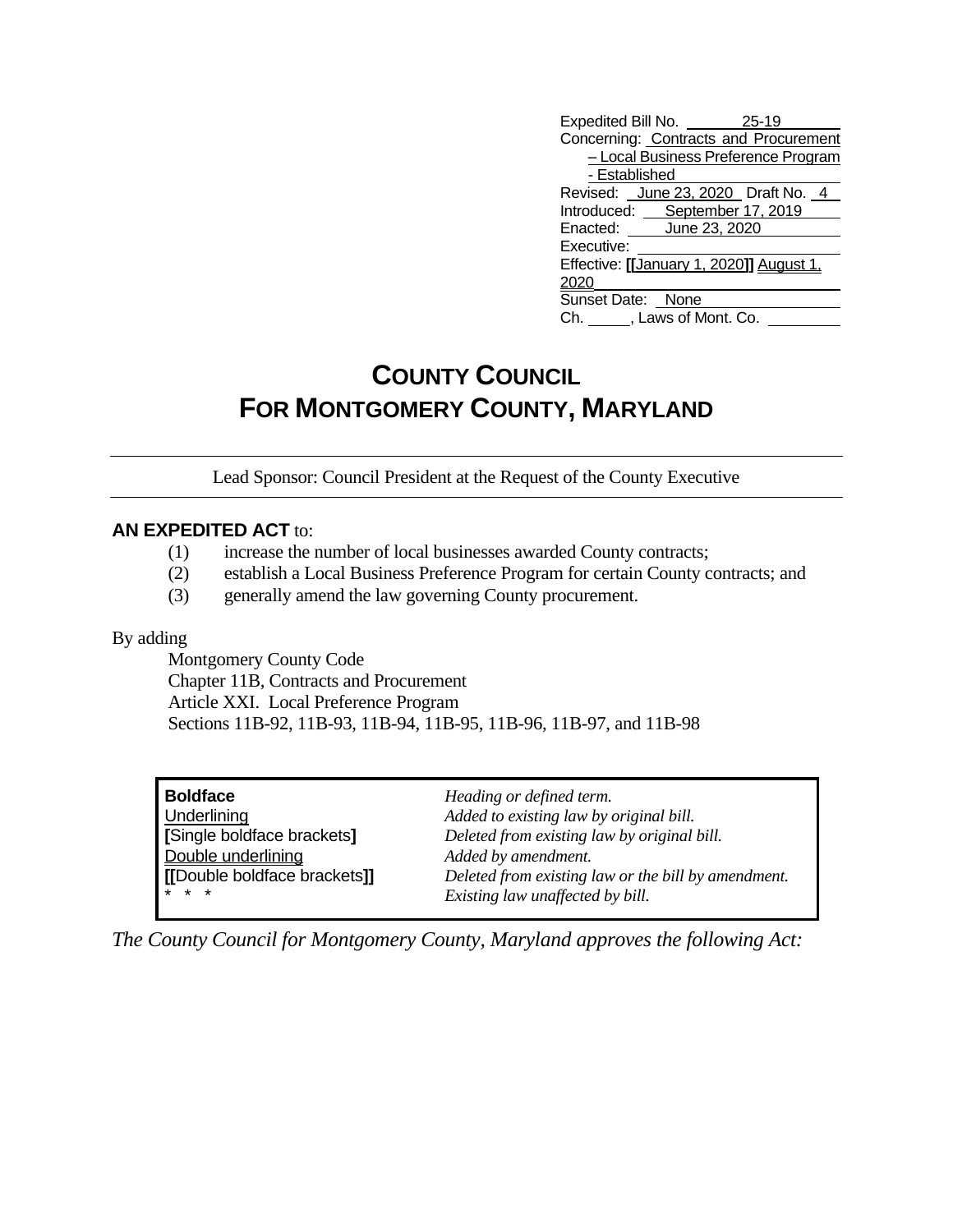Expedited Bill No. 25-19
Concerning: Contracts and Procurement – Local Business Preference Program - Established
Revised: June 23, 2020 Draft No. 4
Introduced: September 17, 2019
Enacted: June 23, 2020
Executive:
Effective: **[[**January 1, 2020**]]** August 1, 2020
Sunset Date: None
Ch. \_\_\_\_\_, Laws of Mont. Co.

# COUNTY COUNCIL FOR MONTGOMERY COUNTY, MARYLAND

Lead Sponsor: Council President at the Request of the County Executive

**AN EXPEDITED ACT** to:

(1) increase the number of local businesses awarded County contracts;
(2) establish a Local Business Preference Program for certain County contracts; and
(3) generally amend the law governing County procurement.

By adding

Montgomery County Code
Chapter 11B, Contracts and Procurement
Article XXI. Local Preference Program
Sections 11B-92, 11B-93, 11B-94, 11B-95, 11B-96, 11B-97, and 11B-98

| | |
|---|---|
| **Boldface** | *Heading or defined term.* |
| Underlining | *Added to existing law by original bill.* |
| **[**Single boldface brackets**]** | *Deleted from existing law by original bill.* |
| Double underlining | *Added by amendment.* |
| **[[**Double boldface brackets**]]** | *Deleted from existing law or the bill by amendment.* |
| * * * | *Existing law unaffected by bill.* |

*The County Council for Montgomery County, Maryland approves the following Act:*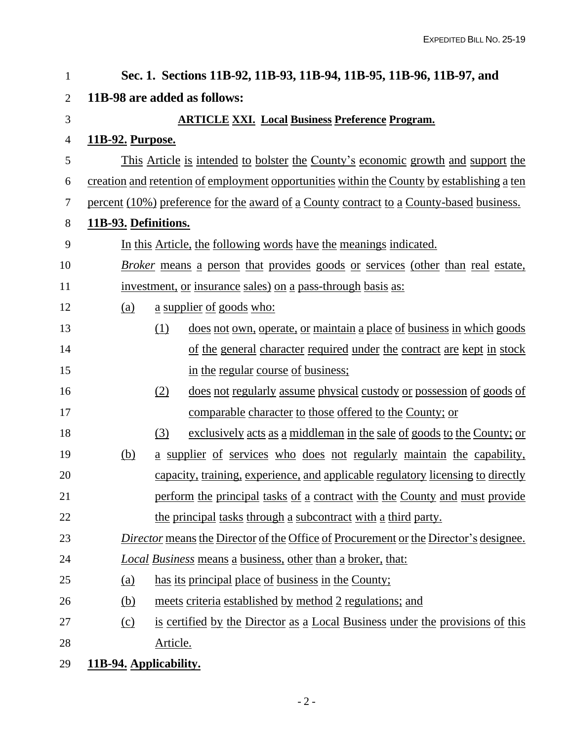**Sec. 1. Sections 11B-92, 11B-93, 11B-94, 11B-95, 11B-96, 11B-97, and 11B-98 are added as follows:**

**ARTICLE XXI. Local Business Preference Program.**

**11B-92. Purpose.**

This Article is intended to bolster the County's economic growth and support the creation and retention of employment opportunities within the County by establishing a ten percent (10%) preference for the award of a County contract to a County-based business.

**11B-93. Definitions.**

In this Article, the following words have the meanings indicated.

*Broker* means a person that provides goods or services (other than real estate, investment, or insurance sales) on a pass-through basis as:

(a) a supplier of goods who:

(1) does not own, operate, or maintain a place of business in which goods of the general character required under the contract are kept in stock in the regular course of business;

(2) does not regularly assume physical custody or possession of goods of comparable character to those offered to the County; or

(3) exclusively acts as a middleman in the sale of goods to the County; or

(b) a supplier of services who does not regularly maintain the capability, capacity, training, experience, and applicable regulatory licensing to directly perform the principal tasks of a contract with the County and must provide the principal tasks through a subcontract with a third party.

*Director* means the Director of the Office of Procurement or the Director's designee.

*Local Business* means a business, other than a broker, that:

(a) has its principal place of business in the County;

(b) meets criteria established by method 2 regulations; and

(c) is certified by the Director as a Local Business under the provisions of this Article.

**11B-94. Applicability.**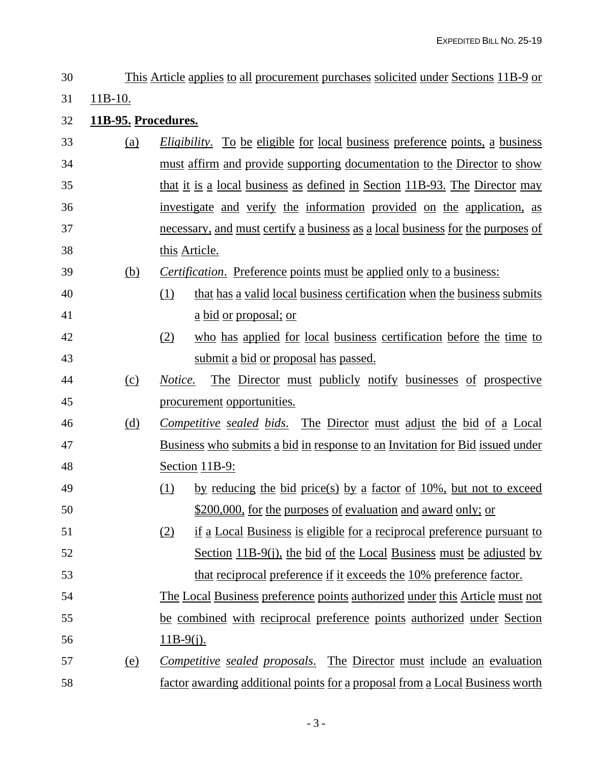This Article applies to all procurement purchases solicited under Sections 11B-9 or 11B-10.

**11B-95. Procedures.**

(a) *Eligibility*. To be eligible for local business preference points, a business must affirm and provide supporting documentation to the Director to show that it is a local business as defined in Section 11B-93. The Director may investigate and verify the information provided on the application, as necessary, and must certify a business as a local business for the purposes of this Article.

(b) *Certification*. Preference points must be applied only to a business:

(1) that has a valid local business certification when the business submits a bid or proposal; or

(2) who has applied for local business certification before the time to submit a bid or proposal has passed.

(c) *Notice.* The Director must publicly notify businesses of prospective procurement opportunities.

(d) *Competitive sealed bids.* The Director must adjust the bid of a Local Business who submits a bid in response to an Invitation for Bid issued under Section 11B-9:

(1) by reducing the bid price(s) by a factor of 10%, but not to exceed \$200,000, for the purposes of evaluation and award only; or

(2) if a Local Business is eligible for a reciprocal preference pursuant to Section 11B-9(j), the bid of the Local Business must be adjusted by that reciprocal preference if it exceeds the 10% preference factor.

The Local Business preference points authorized under this Article must not be combined with reciprocal preference points authorized under Section 11B-9(j).

(e) *Competitive sealed proposals*. The Director must include an evaluation factor awarding additional points for a proposal from a Local Business worth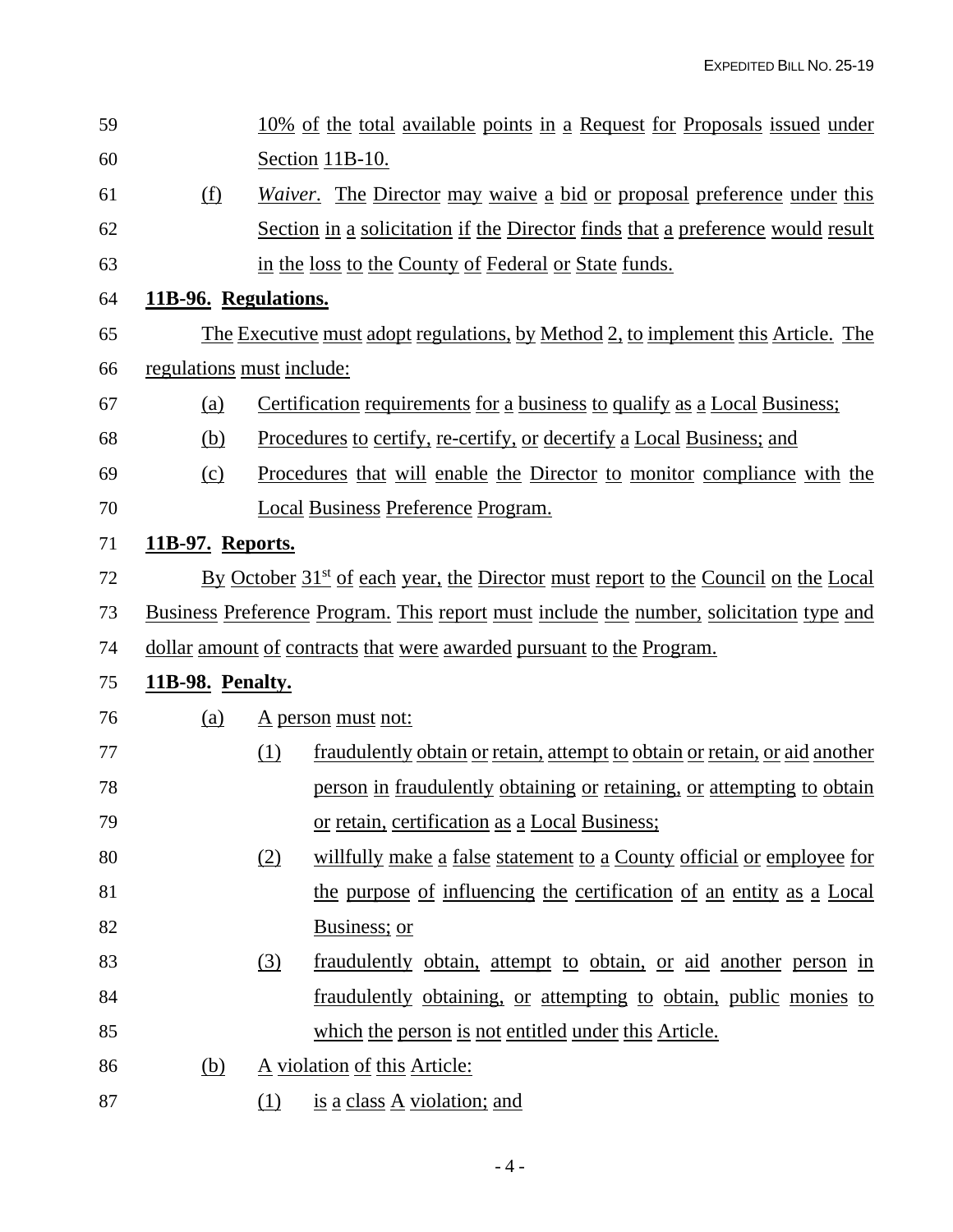10% of the total available points in a Request for Proposals issued under Section 11B-10.

(f) *Waiver.* The Director may waive a bid or proposal preference under this Section in a solicitation if the Director finds that a preference would result in the loss to the County of Federal or State funds.

**11B-96. Regulations.**

The Executive must adopt regulations, by Method 2, to implement this Article. The regulations must include:

(a) Certification requirements for a business to qualify as a Local Business;

(b) Procedures to certify, re-certify, or decertify a Local Business; and

(c) Procedures that will enable the Director to monitor compliance with the Local Business Preference Program.

**11B-97. Reports.**

By October 31st of each year, the Director must report to the Council on the Local Business Preference Program. This report must include the number, solicitation type and dollar amount of contracts that were awarded pursuant to the Program.

**11B-98. Penalty.**

(a) A person must not:

(1) fraudulently obtain or retain, attempt to obtain or retain, or aid another person in fraudulently obtaining or retaining, or attempting to obtain or retain, certification as a Local Business;

(2) willfully make a false statement to a County official or employee for the purpose of influencing the certification of an entity as a Local Business; or

(3) fraudulently obtain, attempt to obtain, or aid another person in fraudulently obtaining, or attempting to obtain, public monies to which the person is not entitled under this Article.

(b) A violation of this Article:

(1) is a class A violation; and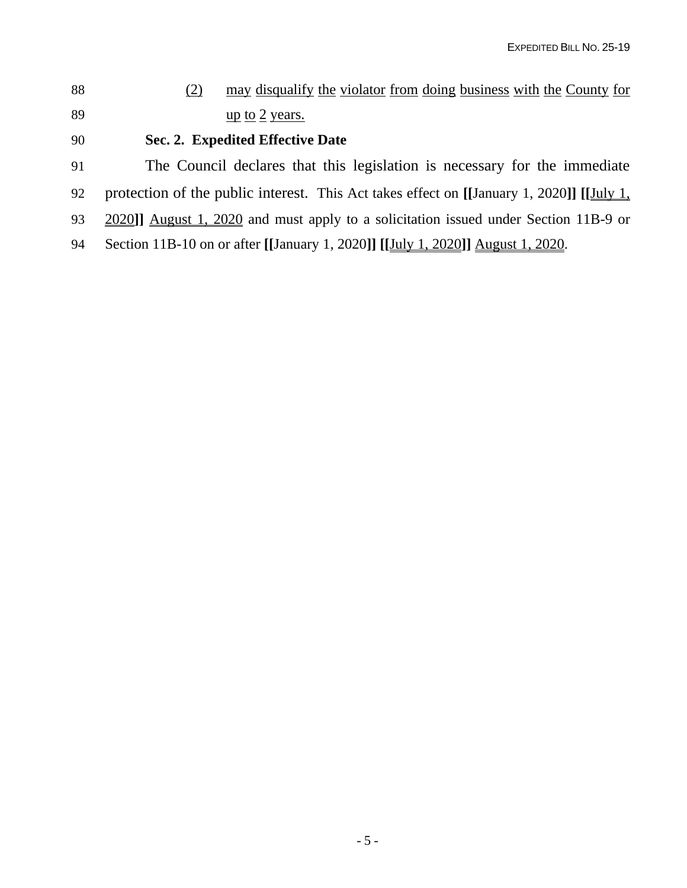(2) may disqualify the violator from doing business with the County for up to 2 years.

**Sec. 2. Expedited Effective Date**

The Council declares that this legislation is necessary for the immediate protection of the public interest. This Act takes effect on **[[**January 1, 2020**]]** **[[**July 1, 2020**]]** August 1, 2020 and must apply to a solicitation issued under Section 11B-9 or Section 11B-10 on or after **[[**January 1, 2020**]]** **[[**July 1, 2020**]]** August 1, 2020.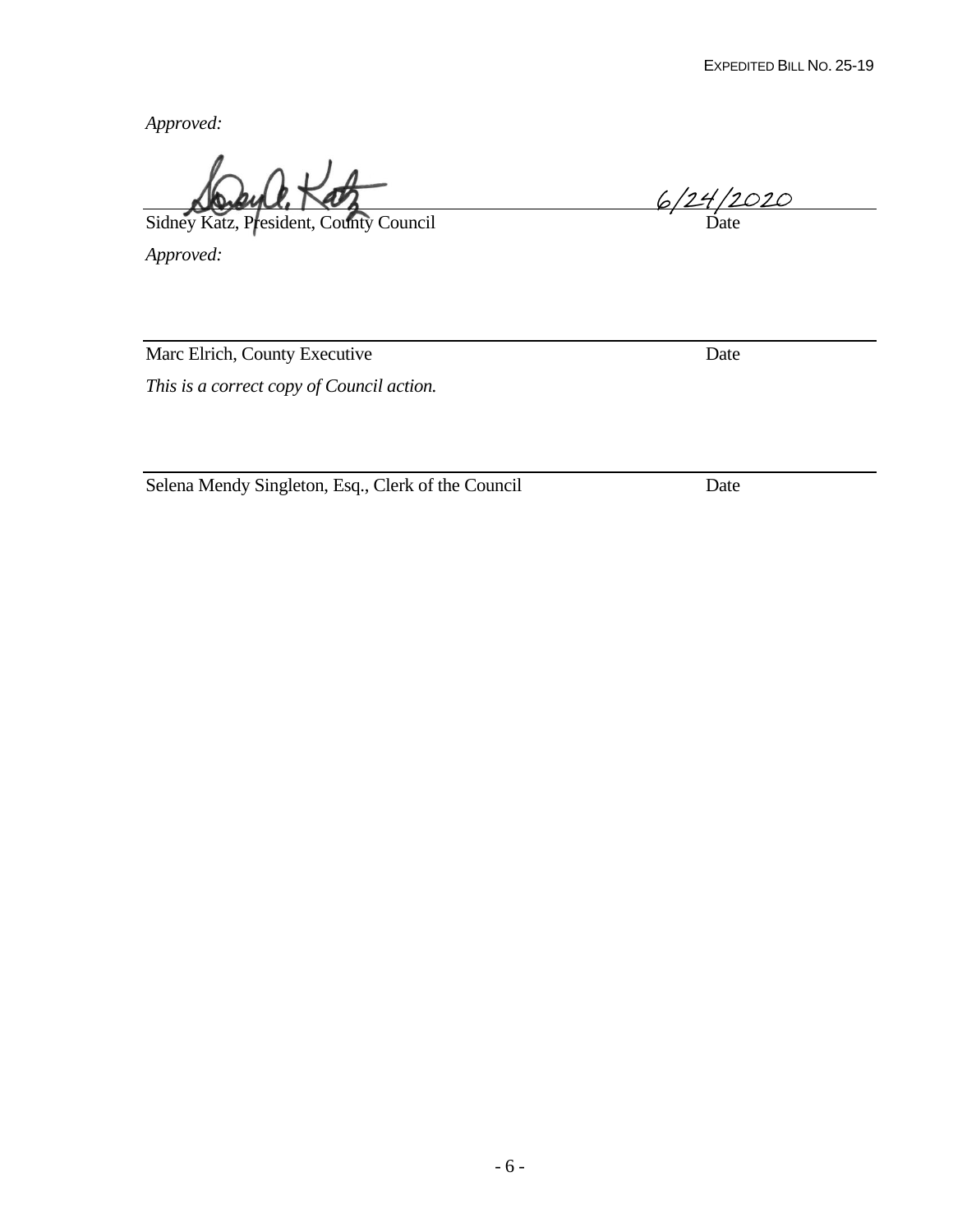*Approved:*

Sidney Katz, President, County Council — 6/24/2020
Date

*Approved:*

Marc Elrich, County Executive
Date

*This is a correct copy of Council action.*

Selena Mendy Singleton, Esq., Clerk of the Council
Date